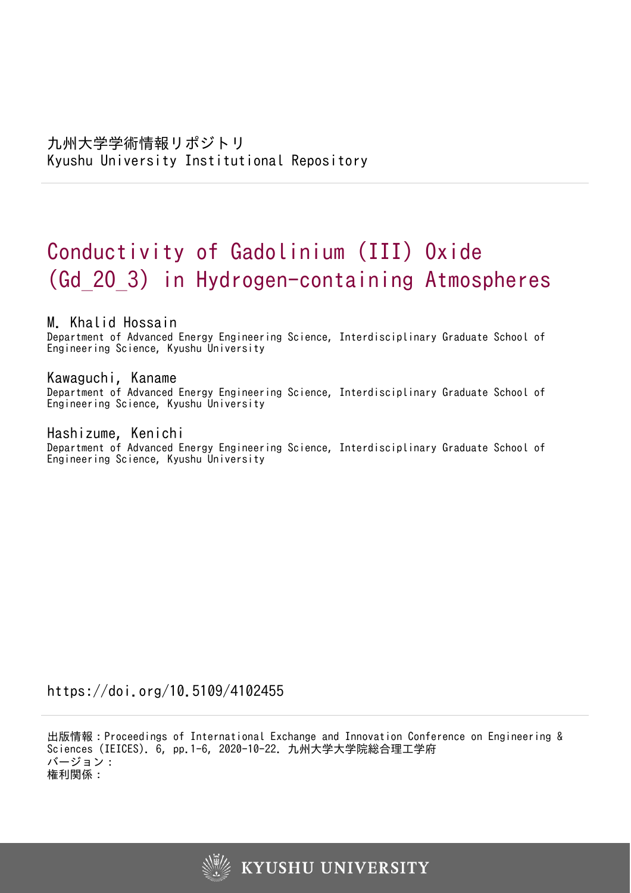九州大学学術情報リポジトリ
Kyushu University Institutional Repository

# Conductivity of Gadolinium (III) Oxide (Gd_20_3) in Hydrogen-containing Atmospheres

**M. Khalid Hossain**
Department of Advanced Energy Engineering Science, Interdisciplinary Graduate School of Engineering Science, Kyushu University

**Kawaguchi, Kaname**
Department of Advanced Energy Engineering Science, Interdisciplinary Graduate School of Engineering Science, Kyushu University

**Hashizume, Kenichi**
Department of Advanced Energy Engineering Science, Interdisciplinary Graduate School of Engineering Science, Kyushu University

https://doi.org/10.5109/4102455

出版情報：Proceedings of International Exchange and Innovation Conference on Engineering & Sciences (IEICES). 6, pp.1-6, 2020-10-22. 九州大学大学院総合理工学府
バージョン：
権利関係：

KYUSHU UNIVERSITY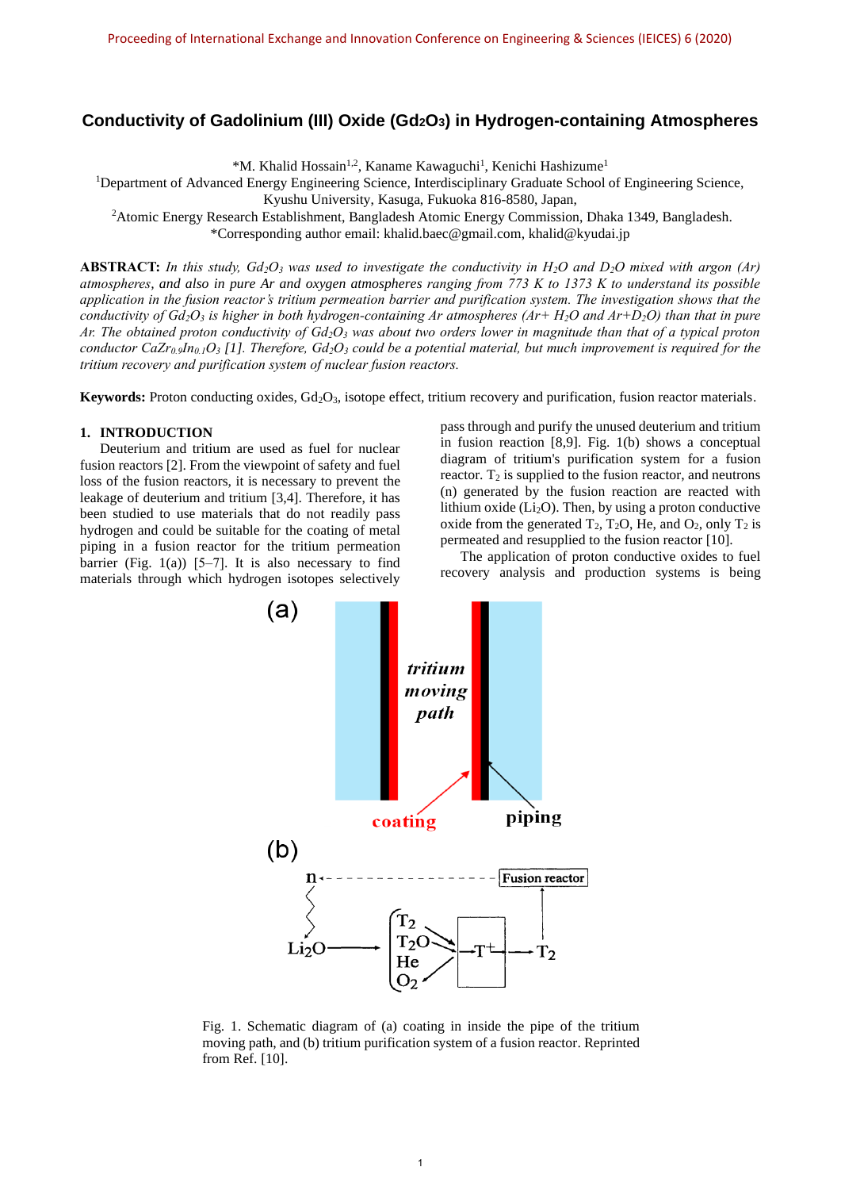# Conductivity of Gadolinium (III) Oxide ($Gd_2O_3$) in Hydrogen-containing Atmospheres

*M. Khalid Hossain[1,2], Kaname Kawaguchi[1], Kenichi Hashizume[1]

[1]Department of Advanced Energy Engineering Science, Interdisciplinary Graduate School of Engineering Science, Kyushu University, Kasuga, Fukuoka 816-8580, Japan,

[2]Atomic Energy Research Establishment, Bangladesh Atomic Energy Commission, Dhaka 1349, Bangladesh.

*Corresponding author email: khalid.baec@gmail.com, khalid@kyudai.jp

**ABSTRACT:** *In this study, $Gd_2O_3$ was used to investigate the conductivity in $H_2O$ and $D_2O$ mixed with argon (Ar) atmospheres, and also in pure Ar and oxygen atmospheres ranging from 773 K to 1373 K to understand its possible application in the fusion reactor's tritium permeation barrier and purification system. The investigation shows that the conductivity of $Gd_2O_3$ is higher in both hydrogen-containing Ar atmospheres (Ar+ $H_2O$ and Ar+$D_2O$) than that in pure Ar. The obtained proton conductivity of $Gd_2O_3$ was about two orders lower in magnitude than that of a typical proton conductor $CaZr_{0.9}In_{0.1}O_3$ [1]. Therefore, $Gd_2O_3$ could be a potential material, but much improvement is required for the tritium recovery and purification system of nuclear fusion reactors.*

**Keywords:** Proton conducting oxides, $Gd_2O_3$, isotope effect, tritium recovery and purification, fusion reactor materials.

## 1. INTRODUCTION

Deuterium and tritium are used as fuel for nuclear fusion reactors [2]. From the viewpoint of safety and fuel loss of the fusion reactors, it is necessary to prevent the leakage of deuterium and tritium [3,4]. Therefore, it has been studied to use materials that do not readily pass hydrogen and could be suitable for the coating of metal piping in a fusion reactor for the tritium permeation barrier (Fig. 1(a)) [5–7]. It is also necessary to find materials through which hydrogen isotopes selectively pass through and purify the unused deuterium and tritium in fusion reaction [8,9]. Fig. 1(b) shows a conceptual diagram of tritium's purification system for a fusion reactor. $T_2$ is supplied to the fusion reactor, and neutrons (n) generated by the fusion reaction are reacted with lithium oxide ($Li_2O$). Then, by using a proton conductive oxide from the generated $T_2$, $T_2O$, He, and $O_2$, only $T_2$ is permeated and resupplied to the fusion reactor [10].

The application of proton conductive oxides to fuel recovery analysis and production systems is being

Fig. 1. Schematic diagram of (a) coating in inside the pipe of the tritium moving path, and (b) tritium purification system of a fusion reactor. Reprinted from Ref. [10].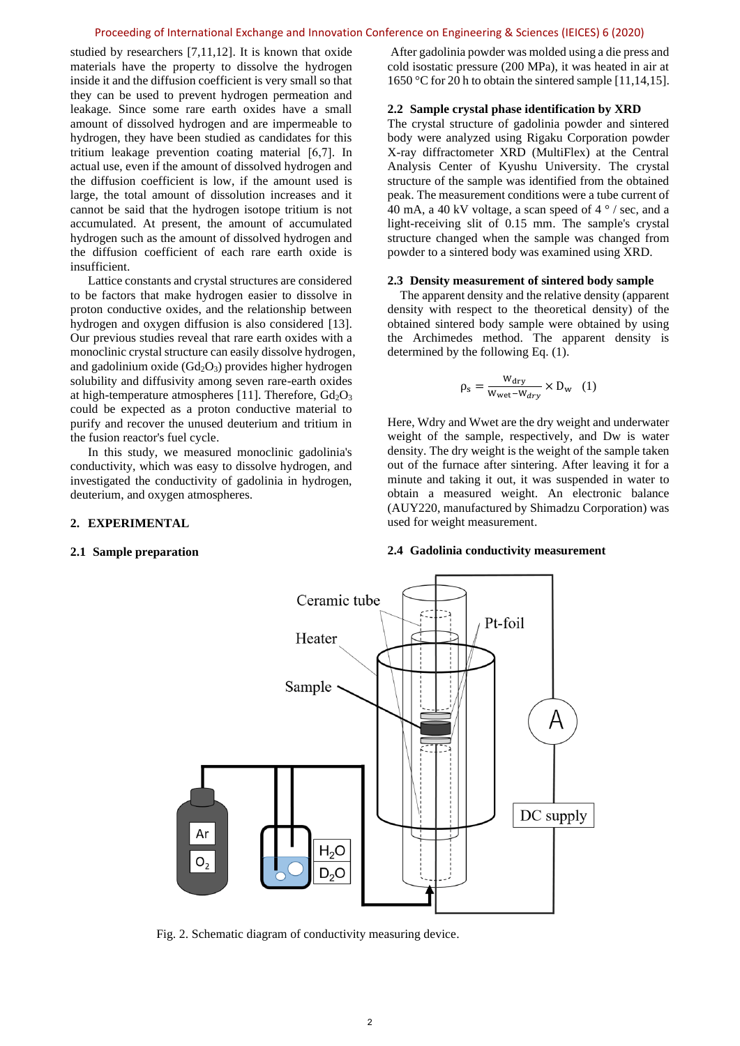studied by researchers [7,11,12]. It is known that oxide materials have the property to dissolve the hydrogen inside it and the diffusion coefficient is very small so that they can be used to prevent hydrogen permeation and leakage. Since some rare earth oxides have a small amount of dissolved hydrogen and are impermeable to hydrogen, they have been studied as candidates for this tritium leakage prevention coating material [6,7]. In actual use, even if the amount of dissolved hydrogen and the diffusion coefficient is low, if the amount used is large, the total amount of dissolution increases and it cannot be said that the hydrogen isotope tritium is not accumulated. At present, the amount of accumulated hydrogen such as the amount of dissolved hydrogen and the diffusion coefficient of each rare earth oxide is insufficient.

Lattice constants and crystal structures are considered to be factors that make hydrogen easier to dissolve in proton conductive oxides, and the relationship between hydrogen and oxygen diffusion is also considered [13]. Our previous studies reveal that rare earth oxides with a monoclinic crystal structure can easily dissolve hydrogen, and gadolinium oxide ($Gd_2O_3$) provides higher hydrogen solubility and diffusivity among seven rare-earth oxides at high-temperature atmospheres [11]. Therefore, $Gd_2O_3$ could be expected as a proton conductive material to purify and recover the unused deuterium and tritium in the fusion reactor's fuel cycle.

In this study, we measured monoclinic gadolinia's conductivity, which was easy to dissolve hydrogen, and investigated the conductivity of gadolinia in hydrogen, deuterium, and oxygen atmospheres.

## 2. EXPERIMENTAL

### 2.1 Sample preparation

After gadolinia powder was molded using a die press and cold isostatic pressure (200 MPa), it was heated in air at 1650 °C for 20 h to obtain the sintered sample [11,14,15].

### 2.2 Sample crystal phase identification by XRD

The crystal structure of gadolinia powder and sintered body were analyzed using Rigaku Corporation powder X-ray diffractometer XRD (MultiFlex) at the Central Analysis Center of Kyushu University. The crystal structure of the sample was identified from the obtained peak. The measurement conditions were a tube current of 40 mA, a 40 kV voltage, a scan speed of 4 ° / sec, and a light-receiving slit of 0.15 mm. The sample's crystal structure changed when the sample was changed from powder to a sintered body was examined using XRD.

### 2.3 Density measurement of sintered body sample

The apparent density and the relative density (apparent density with respect to the theoretical density) of the obtained sintered body sample were obtained by using the Archimedes method. The apparent density is determined by the following Eq. (1).

$$\rho_s = \frac{W_{dry}}{W_{wet} - W_{dry}} \times D_w \quad (1)$$

Here, Wdry and Wwet are the dry weight and underwater weight of the sample, respectively, and Dw is water density. The dry weight is the weight of the sample taken out of the furnace after sintering. After leaving it for a minute and taking it out, it was suspended in water to obtain a measured weight. An electronic balance (AUY220, manufactured by Shimadzu Corporation) was used for weight measurement.

### 2.4 Gadolinia conductivity measurement

Fig. 2. Schematic diagram of conductivity measuring device.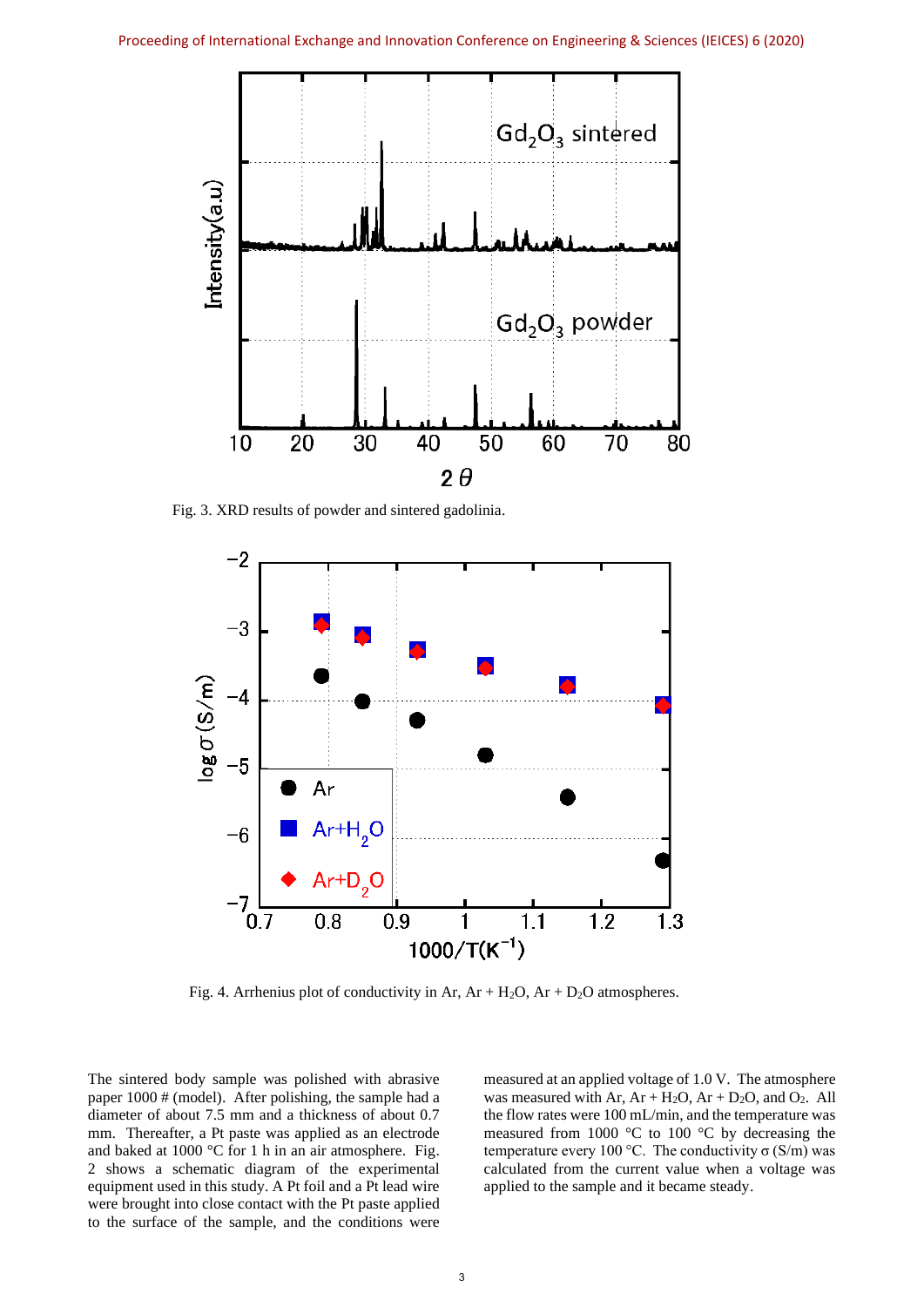Fig. 3. XRD results of powder and sintered gadolinia.

Fig. 4. Arrhenius plot of conductivity in Ar, Ar + $H_2O$, Ar + $D_2O$ atmospheres.

The sintered body sample was polished with abrasive paper 1000 # (model). After polishing, the sample had a diameter of about 7.5 mm and a thickness of about 0.7 mm. Thereafter, a Pt paste was applied as an electrode and baked at 1000 °C for 1 h in an air atmosphere. Fig. 2 shows a schematic diagram of the experimental equipment used in this study. A Pt foil and a Pt lead wire were brought into close contact with the Pt paste applied to the surface of the sample, and the conditions were measured at an applied voltage of 1.0 V. The atmosphere was measured with Ar, Ar + $H_2O$, Ar + $D_2O$, and $O_2$. All the flow rates were 100 mL/min, and the temperature was measured from 1000 °C to 100 °C by decreasing the temperature every 100 °C. The conductivity σ (S/m) was calculated from the current value when a voltage was applied to the sample and it became steady.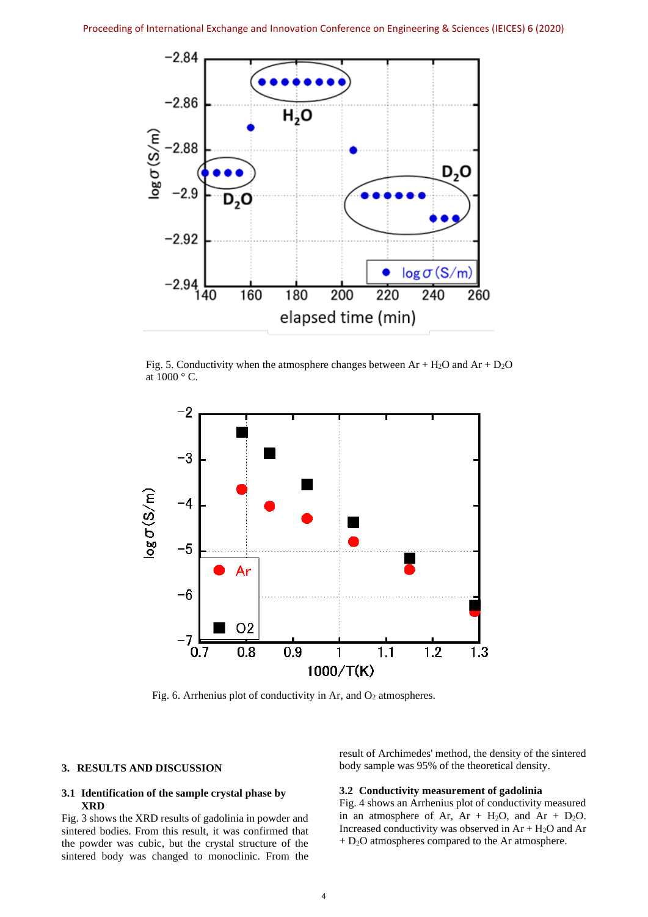Fig. 5. Conductivity when the atmosphere changes between Ar + $H_2O$ and Ar + $D_2O$ at 1000 ° C.

Fig. 6. Arrhenius plot of conductivity in Ar, and $O_2$ atmospheres.

## 3. RESULTS AND DISCUSSION

### 3.1 Identification of the sample crystal phase by XRD

Fig. 3 shows the XRD results of gadolinia in powder and sintered bodies. From this result, it was confirmed that the powder was cubic, but the crystal structure of the sintered body was changed to monoclinic. From the result of Archimedes' method, the density of the sintered body sample was 95% of the theoretical density.

### 3.2 Conductivity measurement of gadolinia

Fig. 4 shows an Arrhenius plot of conductivity measured in an atmosphere of Ar, Ar + $H_2O$, and Ar + $D_2O$. Increased conductivity was observed in Ar + $H_2O$ and Ar + $D_2O$ atmospheres compared to the Ar atmosphere.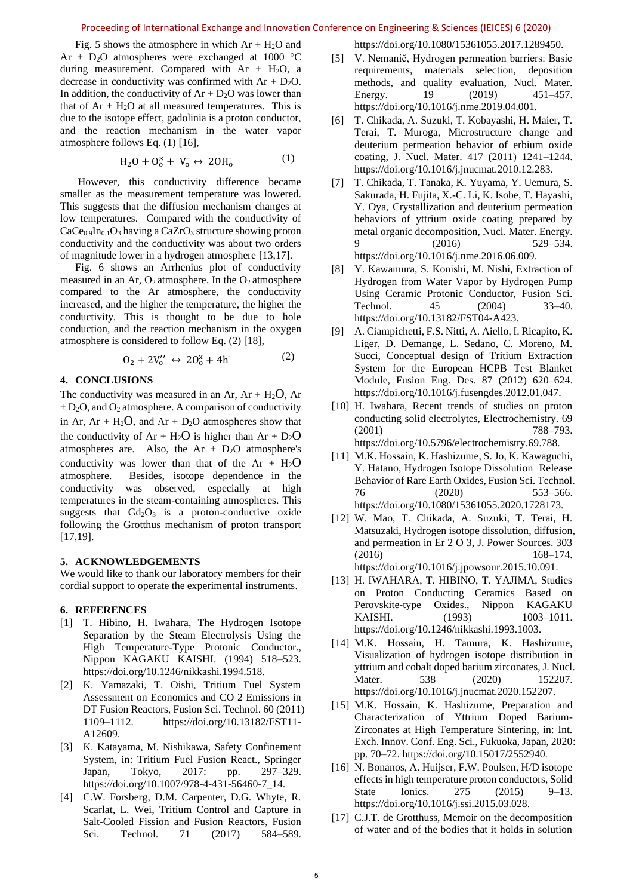Fig. 5 shows the atmosphere in which Ar + $H_2O$ and Ar + $D_2O$ atmospheres were exchanged at 1000 °C during measurement. Compared with Ar + $H_2O$, a decrease in conductivity was confirmed with Ar + $D_2O$. In addition, the conductivity of Ar + $D_2O$ was lower than that of Ar + $H_2O$ at all measured temperatures. This is due to the isotope effect, gadolinia is a proton conductor, and the reaction mechanism in the water vapor atmosphere follows Eq. (1) [16],

$$H_2O + O_o^{\times} + V_o^{\cdot\cdot} \leftrightarrow 2OH_o^{\cdot} \tag{1}$$

However, this conductivity difference became smaller as the measurement temperature was lowered. This suggests that the diffusion mechanism changes at low temperatures. Compared with the conductivity of $CaCe_{0.9}In_{0.1}O_3$ having a $CaZrO_3$ structure showing proton conductivity and the conductivity was about two orders of magnitude lower in a hydrogen atmosphere [13,17].

Fig. 6 shows an Arrhenius plot of conductivity measured in an Ar, $O_2$ atmosphere. In the $O_2$ atmosphere compared to the Ar atmosphere, the conductivity increased, and the higher the temperature, the higher the conductivity. This is thought to be due to hole conduction, and the reaction mechanism in the oxygen atmosphere is considered to follow Eq. (2) [18],

$$O_2 + 2V_o'' \leftrightarrow 2O_o^{x} + 4h^{\cdot} \tag{2}$$

## 4. CONCLUSIONS

The conductivity was measured in an Ar, Ar + $H_2O$, Ar + $D_2O$, and $O_2$ atmosphere. A comparison of conductivity in Ar, Ar + $H_2O$, and Ar + $D_2O$ atmospheres show that the conductivity of Ar + $H_2O$ is higher than Ar + $D_2O$ atmospheres are. Also, the Ar + $D_2O$ atmosphere's conductivity was lower than that of the Ar + $H_2O$ atmosphere. Besides, isotope dependence in the conductivity was observed, especially at high temperatures in the steam-containing atmospheres. This suggests that $Gd_2O_3$ is a proton-conductive oxide following the Grotthus mechanism of proton transport [17,19].

## 5. ACKNOWLEDGEMENTS

We would like to thank our laboratory members for their cordial support to operate the experimental instruments.

## 6. REFERENCES

[1] T. Hibino, H. Iwahara, The Hydrogen Isotope Separation by the Steam Electrolysis Using the High Temperature-Type Protonic Conductor., Nippon KAGAKU KAISHI. (1994) 518–523. https://doi.org/10.1246/nikkashi.1994.518.

[2] K. Yamazaki, T. Oishi, Tritium Fuel System Assessment on Economics and CO 2 Emissions in DT Fusion Reactors, Fusion Sci. Technol. 60 (2011) 1109–1112. https://doi.org/10.13182/FST11-A12609.

[3] K. Katayama, M. Nishikawa, Safety Confinement System, in: Tritium Fuel Fusion React., Springer Japan, Tokyo, 2017: pp. 297–329. https://doi.org/10.1007/978-4-431-56460-7_14.

[4] C.W. Forsberg, D.M. Carpenter, D.G. Whyte, R. Scarlat, L. Wei, Tritium Control and Capture in Salt-Cooled Fission and Fusion Reactors, Fusion Sci. Technol. 71 (2017) 584–589. https://doi.org/10.1080/15361055.2017.1289450.

[5] V. Nemanič, Hydrogen permeation barriers: Basic requirements, materials selection, deposition methods, and quality evaluation, Nucl. Mater. Energy. 19 (2019) 451–457. https://doi.org/10.1016/j.nme.2019.04.001.

[6] T. Chikada, A. Suzuki, T. Kobayashi, H. Maier, T. Terai, T. Muroga, Microstructure change and deuterium permeation behavior of erbium oxide coating, J. Nucl. Mater. 417 (2011) 1241–1244. https://doi.org/10.1016/j.jnucmat.2010.12.283.

[7] T. Chikada, T. Tanaka, K. Yuyama, Y. Uemura, S. Sakurada, H. Fujita, X.-C. Li, K. Isobe, T. Hayashi, Y. Oya, Crystallization and deuterium permeation behaviors of yttrium oxide coating prepared by metal organic decomposition, Nucl. Mater. Energy. 9 (2016) 529–534. https://doi.org/10.1016/j.nme.2016.06.009.

[8] Y. Kawamura, S. Konishi, M. Nishi, Extraction of Hydrogen from Water Vapor by Hydrogen Pump Using Ceramic Protonic Conductor, Fusion Sci. Technol. 45 (2004) 33–40. https://doi.org/10.13182/FST04-A423.

[9] A. Ciampichetti, F.S. Nitti, A. Aiello, I. Ricapito, K. Liger, D. Demange, L. Sedano, C. Moreno, M. Succi, Conceptual design of Tritium Extraction System for the European HCPB Test Blanket Module, Fusion Eng. Des. 87 (2012) 620–624. https://doi.org/10.1016/j.fusengdes.2012.01.047.

[10] H. Iwahara, Recent trends of studies on proton conducting solid electrolytes, Electrochemistry. 69 (2001) 788–793. https://doi.org/10.5796/electrochemistry.69.788.

[11] M.K. Hossain, K. Hashizume, S. Jo, K. Kawaguchi, Y. Hatano, Hydrogen Isotope Dissolution Release Behavior of Rare Earth Oxides, Fusion Sci. Technol. 76 (2020) 553–566. https://doi.org/10.1080/15361055.2020.1728173.

[12] W. Mao, T. Chikada, A. Suzuki, T. Terai, H. Matsuzaki, Hydrogen isotope dissolution, diffusion, and permeation in Er 2 O 3, J. Power Sources. 303 (2016) 168–174. https://doi.org/10.1016/j.jpowsour.2015.10.091.

[13] H. IWAHARA, T. HIBINO, T. YAJIMA, Studies on Proton Conducting Ceramics Based on Perovskite-type Oxides., Nippon KAGAKU KAISHI. (1993) 1003–1011. https://doi.org/10.1246/nikkashi.1993.1003.

[14] M.K. Hossain, H. Tamura, K. Hashizume, Visualization of hydrogen isotope distribution in yttrium and cobalt doped barium zirconates, J. Nucl. Mater. 538 (2020) 152207. https://doi.org/10.1016/j.jnucmat.2020.152207.

[15] M.K. Hossain, K. Hashizume, Preparation and Characterization of Yttrium Doped Barium-Zirconates at High Temperature Sintering, in: Int. Exch. Innov. Conf. Eng. Sci., Fukuoka, Japan, 2020: pp. 70–72. https://doi.org/10.15017/2552940.

[16] N. Bonanos, A. Huijser, F.W. Poulsen, H/D isotope effects in high temperature proton conductors, Solid State Ionics. 275 (2015) 9–13. https://doi.org/10.1016/j.ssi.2015.03.028.

[17] C.J.T. de Grotthuss, Memoir on the decomposition of water and of the bodies that it holds in solution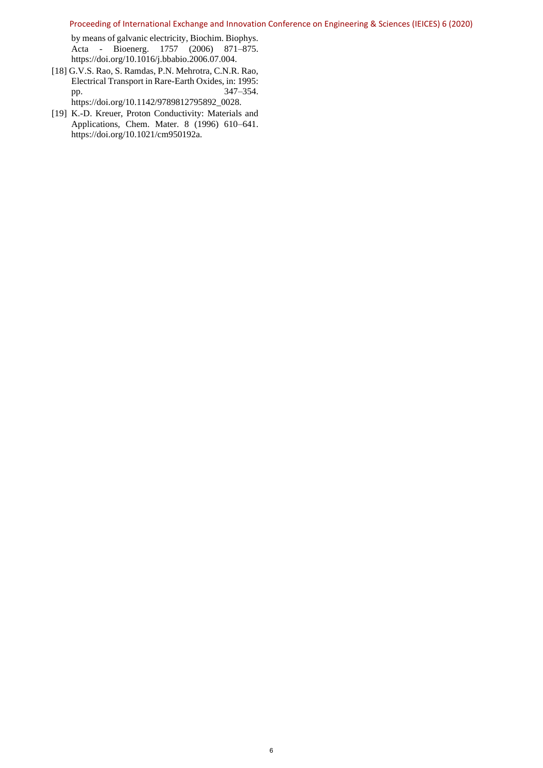by means of galvanic electricity, Biochim. Biophys. Acta - Bioenerg. 1757 (2006) 871–875. https://doi.org/10.1016/j.bbabio.2006.07.004.

[18] G.V.S. Rao, S. Ramdas, P.N. Mehrotra, C.N.R. Rao, Electrical Transport in Rare-Earth Oxides, in: 1995: pp. 347–354. https://doi.org/10.1142/9789812795892_0028.

[19] K.-D. Kreuer, Proton Conductivity: Materials and Applications, Chem. Mater. 8 (1996) 610–641. https://doi.org/10.1021/cm950192a.